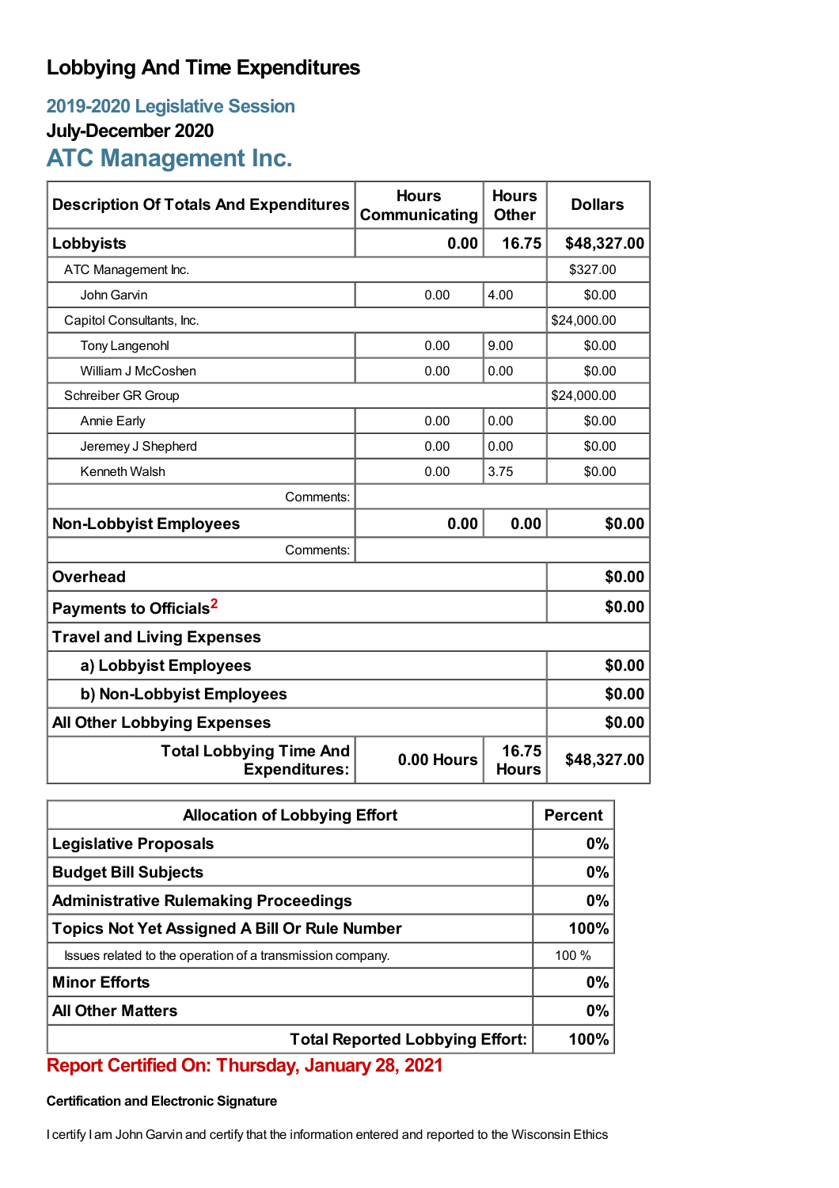# Lobbying And Time Expenditures

## 2019-2020 Legislative Session

### July-December 2020

## ATC Management Inc.

| Description Of Totals And Expenditures | Hours Communicating | Hours Other | Dollars |
|---|---|---|---|
| **Lobbyists** | **0.00** | **16.75** | **$48,327.00** |
| ATC Management Inc. | | | $327.00 |
| John Garvin | 0.00 | 4.00 | $0.00 |
| Capitol Consultants, Inc. | | | $24,000.00 |
| Tony Langenohl | 0.00 | 9.00 | $0.00 |
| William J McCoshen | 0.00 | 0.00 | $0.00 |
| Schreiber GR Group | | | $24,000.00 |
| Annie Early | 0.00 | 0.00 | $0.00 |
| Jeremey J Shepherd | 0.00 | 0.00 | $0.00 |
| Kenneth Walsh | 0.00 | 3.75 | $0.00 |
| Comments: | | | |
| **Non-Lobbyist Employees** | **0.00** | **0.00** | **$0.00** |
| Comments: | | | |
| **Overhead** | | | **$0.00** |
| **Payments to Officials[2]** | | | **$0.00** |
| **Travel and Living Expenses** | | | |
| **a) Lobbyist Employees** | | | **$0.00** |
| **b) Non-Lobbyist Employees** | | | **$0.00** |
| **All Other Lobbying Expenses** | | | **$0.00** |
| **Total Lobbying Time And Expenditures:** | **0.00 Hours** | **16.75 Hours** | **$48,327.00** |

| Allocation of Lobbying Effort | Percent |
|---|---|
| **Legislative Proposals** | **0%** |
| **Budget Bill Subjects** | **0%** |
| **Administrative Rulemaking Proceedings** | **0%** |
| **Topics Not Yet Assigned A Bill Or Rule Number** | **100%** |
| Issues related to the operation of a transmission company. | 100 % |
| **Minor Efforts** | **0%** |
| **All Other Matters** | **0%** |
| **Total Reported Lobbying Effort:** | **100%** |

**Report Certified On: Thursday, January 28, 2021**

#### Certification and Electronic Signature

I certify I am John Garvin and certify that the information entered and reported to the Wisconsin Ethics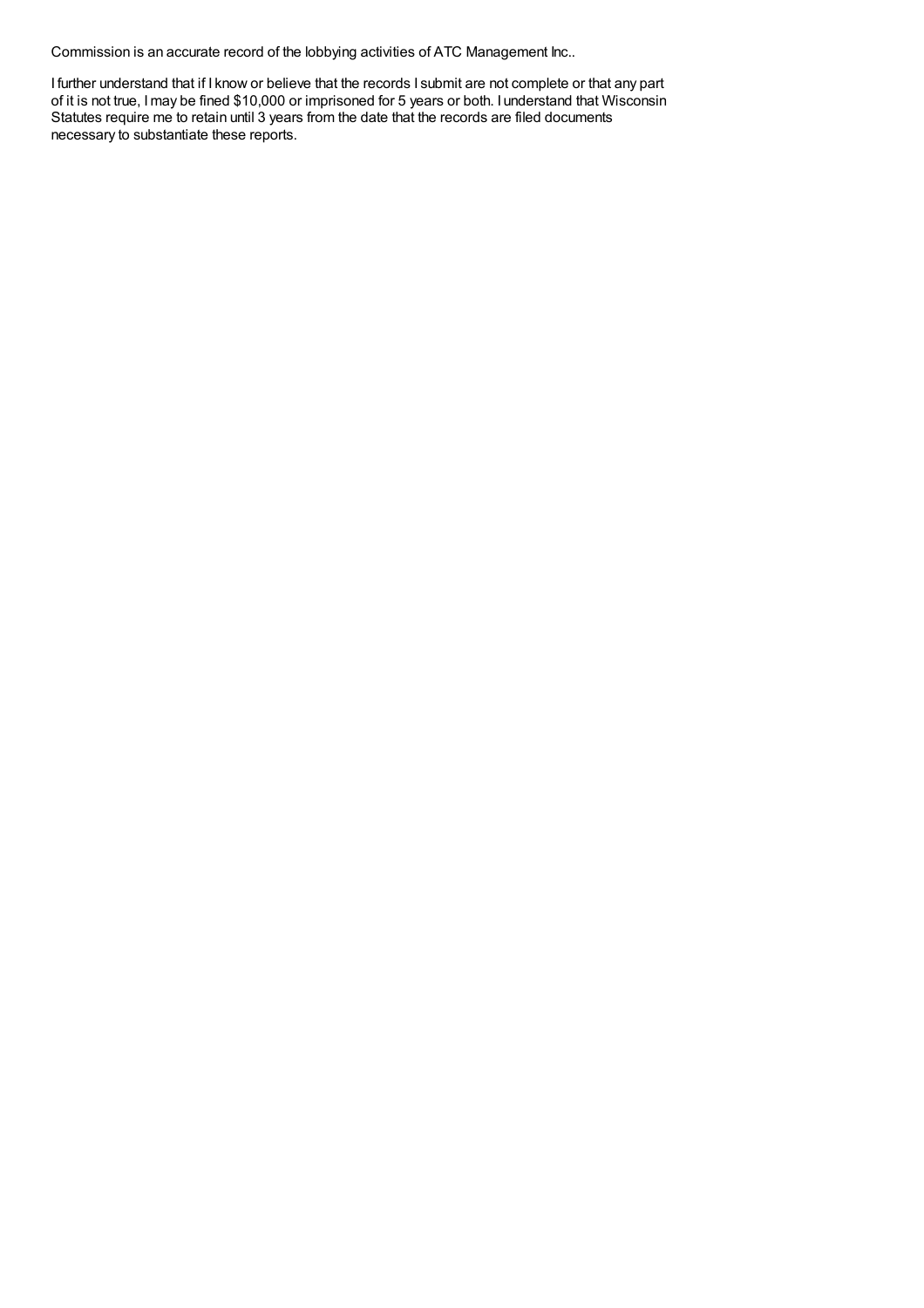Commission is an accurate record of the lobbying activities of ATC Management Inc..

I further understand that if I know or believe that the records I submit are not complete or that any part of it is not true, I may be fined $10,000 or imprisoned for 5 years or both. I understand that Wisconsin Statutes require me to retain until 3 years from the date that the records are filed documents necessary to substantiate these reports.